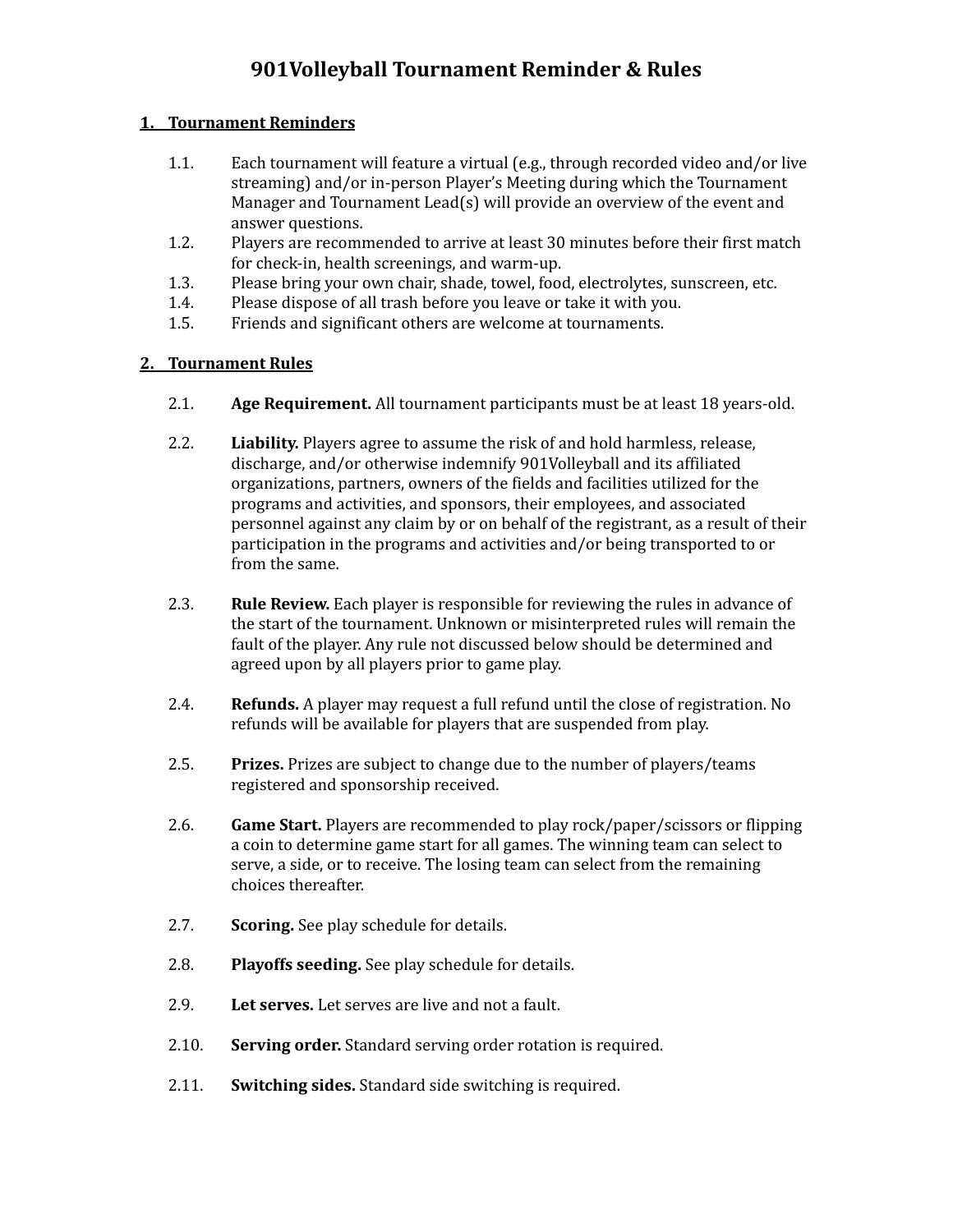# 901Volleyball Tournament Reminder & Rules

## 1. Tournament Reminders

1.1. Each tournament will feature a virtual (e.g., through recorded video and/or live streaming) and/or in-person Player's Meeting during which the Tournament Manager and Tournament Lead(s) will provide an overview of the event and answer questions.

1.2. Players are recommended to arrive at least 30 minutes before their first match for check-in, health screenings, and warm-up.

1.3. Please bring your own chair, shade, towel, food, electrolytes, sunscreen, etc.

1.4. Please dispose of all trash before you leave or take it with you.

1.5. Friends and significant others are welcome at tournaments.

## 2. Tournament Rules

2.1. **Age Requirement.** All tournament participants must be at least 18 years-old.

2.2. **Liability.** Players agree to assume the risk of and hold harmless, release, discharge, and/or otherwise indemnify 901Volleyball and its affiliated organizations, partners, owners of the fields and facilities utilized for the programs and activities, and sponsors, their employees, and associated personnel against any claim by or on behalf of the registrant, as a result of their participation in the programs and activities and/or being transported to or from the same.

2.3. **Rule Review.** Each player is responsible for reviewing the rules in advance of the start of the tournament. Unknown or misinterpreted rules will remain the fault of the player. Any rule not discussed below should be determined and agreed upon by all players prior to game play.

2.4. **Refunds.** A player may request a full refund until the close of registration. No refunds will be available for players that are suspended from play.

2.5. **Prizes.** Prizes are subject to change due to the number of players/teams registered and sponsorship received.

2.6. **Game Start.** Players are recommended to play rock/paper/scissors or flipping a coin to determine game start for all games. The winning team can select to serve, a side, or to receive. The losing team can select from the remaining choices thereafter.

2.7. **Scoring.** See play schedule for details.

2.8. **Playoffs seeding.** See play schedule for details.

2.9. **Let serves.** Let serves are live and not a fault.

2.10. **Serving order.** Standard serving order rotation is required.

2.11. **Switching sides.** Standard side switching is required.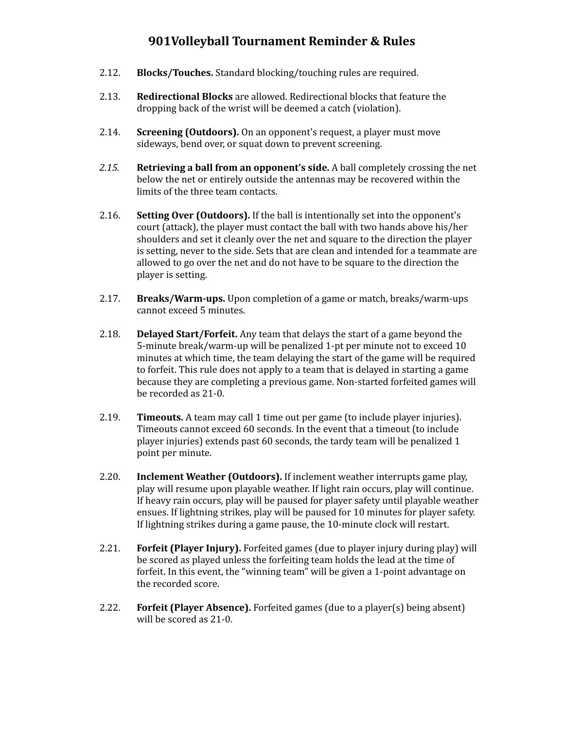# 901Volleyball Tournament Reminder & Rules

2.12. **Blocks/Touches.** Standard blocking/touching rules are required.

2.13. **Redirectional Blocks** are allowed. Redirectional blocks that feature the dropping back of the wrist will be deemed a catch (violation).

2.14. **Screening (Outdoors).** On an opponent's request, a player must move sideways, bend over, or squat down to prevent screening.

*2.15.* **Retrieving a ball from an opponent's side.** A ball completely crossing the net below the net or entirely outside the antennas may be recovered within the limits of the three team contacts.

2.16. **Setting Over (Outdoors).** If the ball is intentionally set into the opponent's court (attack), the player must contact the ball with two hands above his/her shoulders and set it cleanly over the net and square to the direction the player is setting, never to the side. Sets that are clean and intended for a teammate are allowed to go over the net and do not have to be square to the direction the player is setting.

2.17. **Breaks/Warm-ups.** Upon completion of a game or match, breaks/warm-ups cannot exceed 5 minutes.

2.18. **Delayed Start/Forfeit.** Any team that delays the start of a game beyond the 5-minute break/warm-up will be penalized 1-pt per minute not to exceed 10 minutes at which time, the team delaying the start of the game will be required to forfeit. This rule does not apply to a team that is delayed in starting a game because they are completing a previous game. Non-started forfeited games will be recorded as 21-0.

2.19. **Timeouts.** A team may call 1 time out per game (to include player injuries). Timeouts cannot exceed 60 seconds. In the event that a timeout (to include player injuries) extends past 60 seconds, the tardy team will be penalized 1 point per minute.

2.20. **Inclement Weather (Outdoors).** If inclement weather interrupts game play, play will resume upon playable weather. If light rain occurs, play will continue. If heavy rain occurs, play will be paused for player safety until playable weather ensues. If lightning strikes, play will be paused for 10 minutes for player safety. If lightning strikes during a game pause, the 10-minute clock will restart.

2.21. **Forfeit (Player Injury).** Forfeited games (due to player injury during play) will be scored as played unless the forfeiting team holds the lead at the time of forfeit. In this event, the "winning team" will be given a 1-point advantage on the recorded score.

2.22. **Forfeit (Player Absence).** Forfeited games (due to a player(s) being absent) will be scored as 21-0.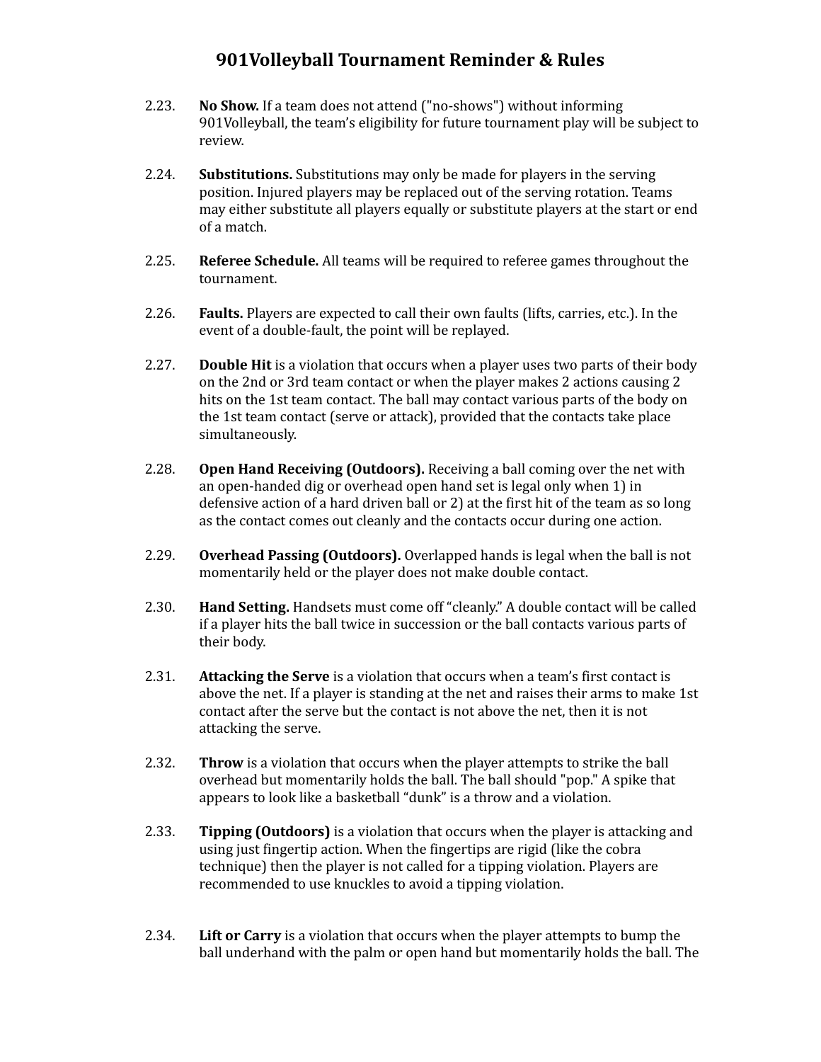# 901Volleyball Tournament Reminder & Rules

2.23. **No Show.** If a team does not attend ("no-shows") without informing 901Volleyball, the team's eligibility for future tournament play will be subject to review.

2.24. **Substitutions.** Substitutions may only be made for players in the serving position. Injured players may be replaced out of the serving rotation. Teams may either substitute all players equally or substitute players at the start or end of a match.

2.25. **Referee Schedule.** All teams will be required to referee games throughout the tournament.

2.26. **Faults.** Players are expected to call their own faults (lifts, carries, etc.). In the event of a double-fault, the point will be replayed.

2.27. **Double Hit** is a violation that occurs when a player uses two parts of their body on the 2nd or 3rd team contact or when the player makes 2 actions causing 2 hits on the 1st team contact. The ball may contact various parts of the body on the 1st team contact (serve or attack), provided that the contacts take place simultaneously.

2.28. **Open Hand Receiving (Outdoors).** Receiving a ball coming over the net with an open-handed dig or overhead open hand set is legal only when 1) in defensive action of a hard driven ball or 2) at the first hit of the team as so long as the contact comes out cleanly and the contacts occur during one action.

2.29. **Overhead Passing (Outdoors).** Overlapped hands is legal when the ball is not momentarily held or the player does not make double contact.

2.30. **Hand Setting.** Handsets must come off "cleanly." A double contact will be called if a player hits the ball twice in succession or the ball contacts various parts of their body.

2.31. **Attacking the Serve** is a violation that occurs when a team's first contact is above the net. If a player is standing at the net and raises their arms to make 1st contact after the serve but the contact is not above the net, then it is not attacking the serve.

2.32. **Throw** is a violation that occurs when the player attempts to strike the ball overhead but momentarily holds the ball. The ball should "pop." A spike that appears to look like a basketball "dunk" is a throw and a violation.

2.33. **Tipping (Outdoors)** is a violation that occurs when the player is attacking and using just fingertip action. When the fingertips are rigid (like the cobra technique) then the player is not called for a tipping violation. Players are recommended to use knuckles to avoid a tipping violation.

2.34. **Lift or Carry** is a violation that occurs when the player attempts to bump the ball underhand with the palm or open hand but momentarily holds the ball. The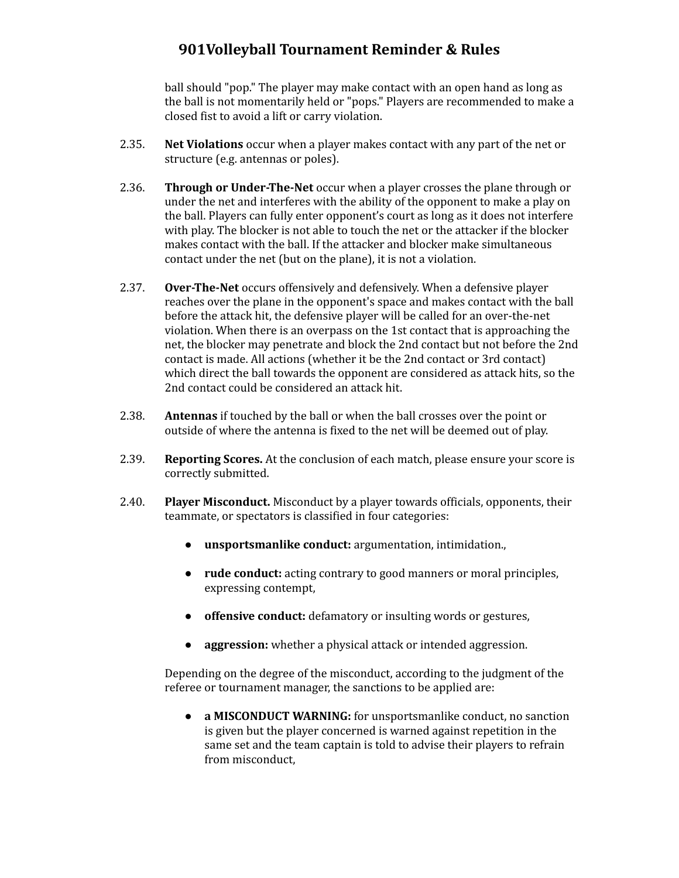ball should "pop." The player may make contact with an open hand as long as the ball is not momentarily held or "pops." Players are recommended to make a closed fist to avoid a lift or carry violation.

2.35. **Net Violations** occur when a player makes contact with any part of the net or structure (e.g. antennas or poles).

2.36. **Through or Under-The-Net** occur when a player crosses the plane through or under the net and interferes with the ability of the opponent to make a play on the ball. Players can fully enter opponent's court as long as it does not interfere with play. The blocker is not able to touch the net or the attacker if the blocker makes contact with the ball. If the attacker and blocker make simultaneous contact under the net (but on the plane), it is not a violation.

2.37. **Over-The-Net** occurs offensively and defensively. When a defensive player reaches over the plane in the opponent's space and makes contact with the ball before the attack hit, the defensive player will be called for an over-the-net violation. When there is an overpass on the 1st contact that is approaching the net, the blocker may penetrate and block the 2nd contact but not before the 2nd contact is made. All actions (whether it be the 2nd contact or 3rd contact) which direct the ball towards the opponent are considered as attack hits, so the 2nd contact could be considered an attack hit.

2.38. **Antennas** if touched by the ball or when the ball crosses over the point or outside of where the antenna is fixed to the net will be deemed out of play.

2.39. **Reporting Scores.** At the conclusion of each match, please ensure your score is correctly submitted.

2.40. **Player Misconduct.** Misconduct by a player towards officials, opponents, their teammate, or spectators is classified in four categories:

- **unsportsmanlike conduct:** argumentation, intimidation.,
- **rude conduct:** acting contrary to good manners or moral principles, expressing contempt,
- **offensive conduct:** defamatory or insulting words or gestures,
- **aggression:** whether a physical attack or intended aggression.

Depending on the degree of the misconduct, according to the judgment of the referee or tournament manager, the sanctions to be applied are:

- **a MISCONDUCT WARNING:** for unsportsmanlike conduct, no sanction is given but the player concerned is warned against repetition in the same set and the team captain is told to advise their players to refrain from misconduct,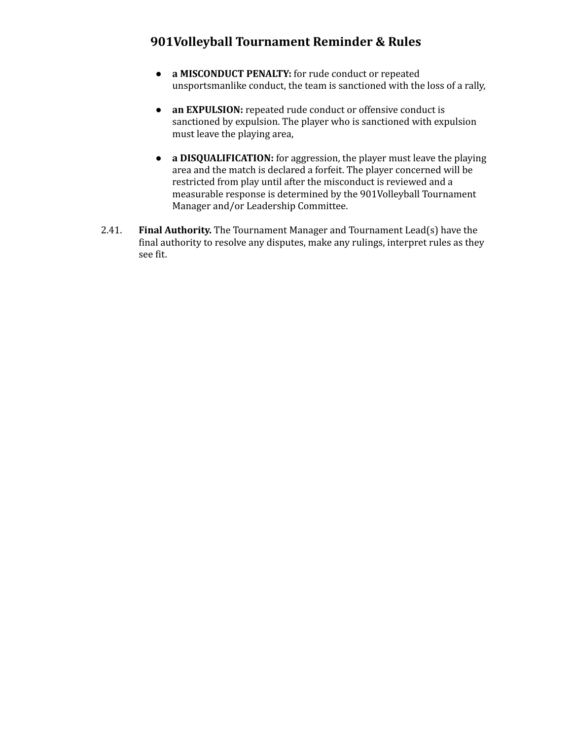- **a MISCONDUCT PENALTY:** for rude conduct or repeated unsportsmanlike conduct, the team is sanctioned with the loss of a rally,

- **an EXPULSION:** repeated rude conduct or offensive conduct is sanctioned by expulsion. The player who is sanctioned with expulsion must leave the playing area,

- **a DISQUALIFICATION:** for aggression, the player must leave the playing area and the match is declared a forfeit. The player concerned will be restricted from play until after the misconduct is reviewed and a measurable response is determined by the 901Volleyball Tournament Manager and/or Leadership Committee.

2.41. **Final Authority.** The Tournament Manager and Tournament Lead(s) have the final authority to resolve any disputes, make any rulings, interpret rules as they see fit.